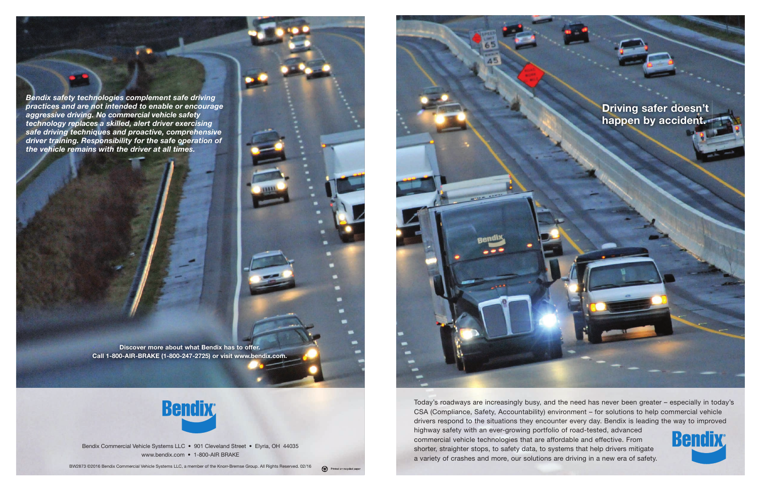*Bendix safety technologies complement safe driving practices and are not intended to enable or encourage aggressive driving. No commercial vehicle safety technology replaces a skilled, alert driver exercising safe driving techniques and proactive, comprehensive driver training. Responsibility for the safe operation of the vehicle remains with the driver at all times.*

**Discover more about what Bendix has to offer.**
**Call 1-800-AIR-BRAKE (1-800-247-2725) or visit www.bendix.com.**

Bendix Commercial Vehicle Systems LLC • 901 Cleveland Street • Elyria, OH 44035
www.bendix.com • 1-800-AIR BRAKE

BW2873 ©2016 Bendix Commercial Vehicle Systems LLC, a member of the Knorr-Bremse Group. All Rights Reserved. 02/16

Printed on recycled paper

## Driving safer doesn't happen by accident.

Today's roadways are increasingly busy, and the need has never been greater – especially in today's CSA (Compliance, Safety, Accountability) environment – for solutions to help commercial vehicle drivers respond to the situations they encounter every day. Bendix is leading the way to improved highway safety with an ever-growing portfolio of road-tested, advanced commercial vehicle technologies that are affordable and effective. From shorter, straighter stops, to safety data, to systems that help drivers mitigate a variety of crashes and more, our solutions are driving in a new era of safety.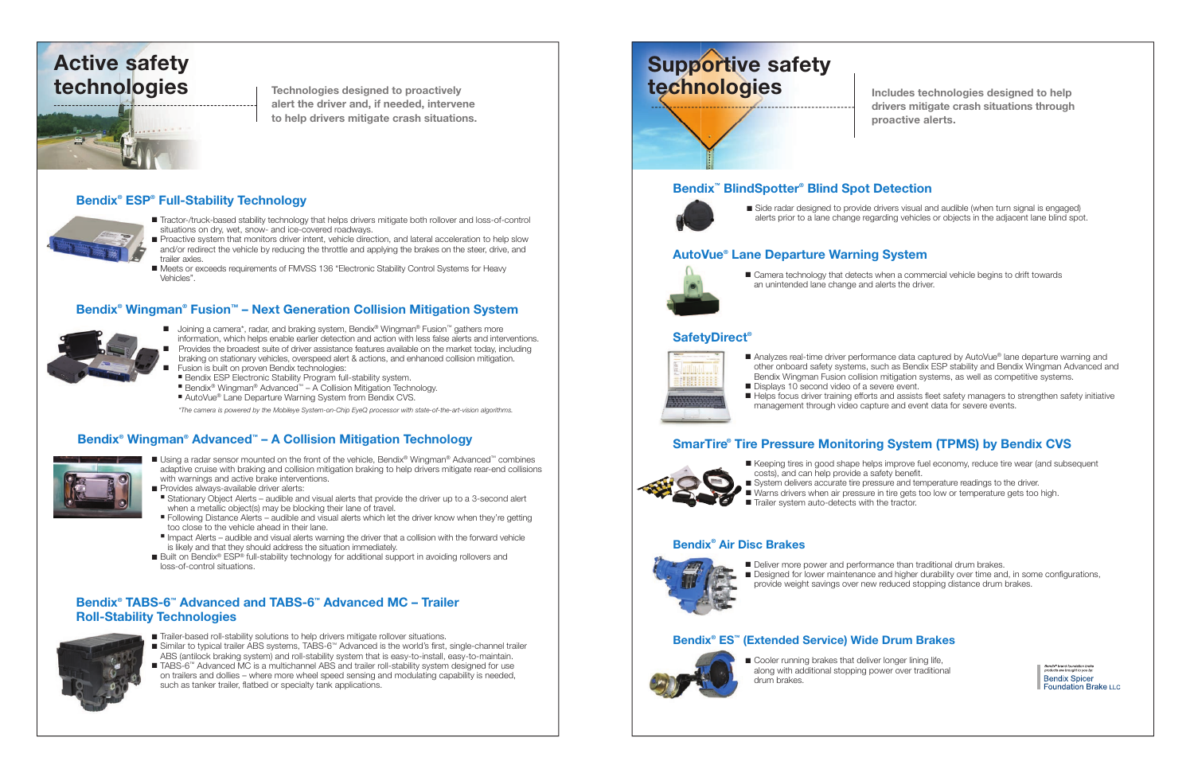# Active safety technologies

**Technologies designed to proactively alert the driver and, if needed, intervene to help drivers mitigate crash situations.**

## Bendix® ESP® Full-Stability Technology

- Tractor-/truck-based stability technology that helps drivers mitigate both rollover and loss-of-control situations on dry, wet, snow- and ice-covered roadways.
- Proactive system that monitors driver intent, vehicle direction, and lateral acceleration to help slow and/or redirect the vehicle by reducing the throttle and applying the brakes on the steer, drive, and trailer axles.
- Meets or exceeds requirements of FMVSS 136 "Electronic Stability Control Systems for Heavy Vehicles".

## Bendix® Wingman® Fusion™ – Next Generation Collision Mitigation System

- Joining a camera*, radar, and braking system, Bendix® Wingman® Fusion™ gathers more information, which helps enable earlier detection and action with less false alerts and interventions.
- Provides the broadest suite of driver assistance features available on the market today, including braking on stationary vehicles, overspeed alert & actions, and enhanced collision mitigation.
- Fusion is built on proven Bendix technologies:
  - Bendix ESP Electronic Stability Program full-stability system.
  - Bendix® Wingman® Advanced™ – A Collision Mitigation Technology.
  - AutoVue® Lane Departure Warning System from Bendix CVS.

*\*The camera is powered by the Mobileye System-on-Chip EyeQ processor with state-of-the-art-vision algorithms.*

## Bendix® Wingman® Advanced™ – A Collision Mitigation Technology

- Using a radar sensor mounted on the front of the vehicle, Bendix® Wingman® Advanced™ combines adaptive cruise with braking and collision mitigation braking to help drivers mitigate rear-end collisions with warnings and active brake interventions.
- Provides always-available driver alerts:
  - Stationary Object Alerts – audible and visual alerts that provide the driver up to a 3-second alert when a metallic object(s) may be blocking their lane of travel.
  - Following Distance Alerts – audible and visual alerts which let the driver know when they're getting too close to the vehicle ahead in their lane.
  - Impact Alerts – audible and visual alerts warning the driver that a collision with the forward vehicle is likely and that they should address the situation immediately.
- Built on Bendix® ESP® full-stability technology for additional support in avoiding rollovers and loss-of-control situations.

## Bendix® TABS-6™ Advanced and TABS-6™ Advanced MC – Trailer Roll-Stability Technologies

- Trailer-based roll-stability solutions to help drivers mitigate rollover situations.
- Similar to typical trailer ABS systems, TABS-6™ Advanced is the world's first, single-channel trailer ABS (antilock braking system) and roll-stability system that is easy-to-install, easy-to-maintain.
- TABS-6™ Advanced MC is a multichannel ABS and trailer roll-stability system designed for use on trailers and dollies – where more wheel speed sensing and modulating capability is needed, such as tanker trailer, flatbed or specialty tank applications.

# Supportive safety technologies

**Includes technologies designed to help drivers mitigate crash situations through proactive alerts.**

## Bendix™ BlindSpotter® Blind Spot Detection

- Side radar designed to provide drivers visual and audible (when turn signal is engaged) alerts prior to a lane change regarding vehicles or objects in the adjacent lane blind spot.

## AutoVue® Lane Departure Warning System

- Camera technology that detects when a commercial vehicle begins to drift towards an unintended lane change and alerts the driver.

## SafetyDirect®

- Analyzes real-time driver performance data captured by AutoVue® lane departure warning and other onboard safety systems, such as Bendix ESP stability and Bendix Wingman Advanced and Bendix Wingman Fusion collision mitigation systems, as well as competitive systems.
- Displays 10 second video of a severe event.
- Helps focus driver training efforts and assists fleet safety managers to strengthen safety initiative management through video capture and event data for severe events.

## SmarTire® Tire Pressure Monitoring System (TPMS) by Bendix CVS

- Keeping tires in good shape helps improve fuel economy, reduce tire wear (and subsequent costs), and can help provide a safety benefit.
- System delivers accurate tire pressure and temperature readings to the driver.
- Warns drivers when air pressure in tire gets too low or temperature gets too high.
- Trailer system auto-detects with the tractor.

## Bendix® Air Disc Brakes

- Deliver more power and performance than traditional drum brakes.
- Designed for lower maintenance and higher durability over time and, in some configurations, provide weight savings over new reduced stopping distance drum brakes.

## Bendix® ES™ (Extended Service) Wide Drum Brakes

- Cooler running brakes that deliver longer lining life, along with additional stopping power over traditional drum brakes.

*Bendix® brand foundation brake products are brought to you by:*
Bendix Spicer Foundation Brake LLC